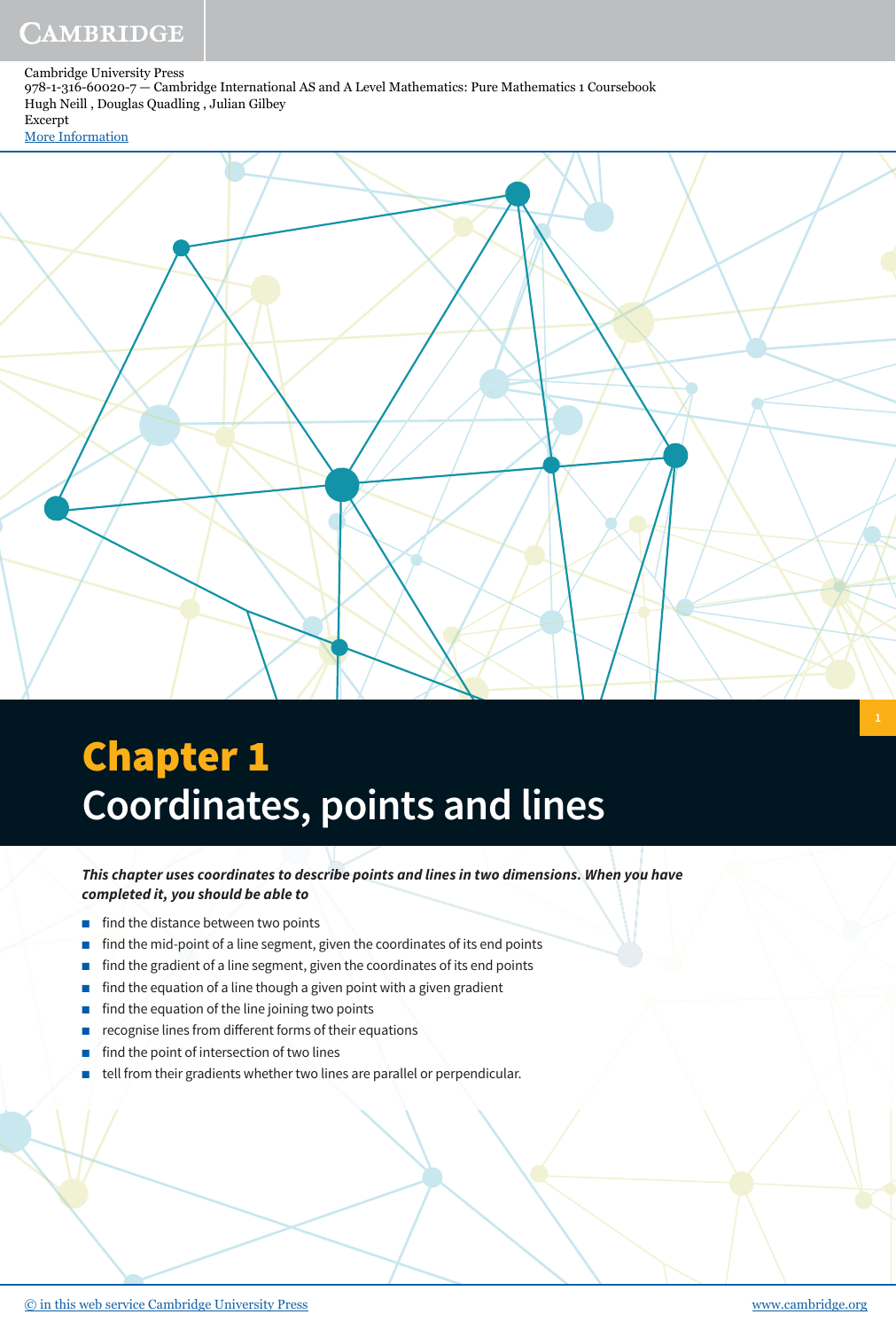Cambridge University Press
978-1-316-60020-7 — Cambridge International AS and A Level Mathematics: Pure Mathematics 1 Coursebook
Hugh Neill , Douglas Quadling , Julian Gilbey
Excerpt
More Information

# Chapter 1
# Coordinates, points and lines

***This chapter uses coordinates to describe points and lines in two dimensions. When you have completed it, you should be able to***

- find the distance between two points
- find the mid-point of a line segment, given the coordinates of its end points
- find the gradient of a line segment, given the coordinates of its end points
- find the equation of a line though a given point with a given gradient
- find the equation of the line joining two points
- recognise lines from different forms of their equations
- find the point of intersection of two lines
- tell from their gradients whether two lines are parallel or perpendicular.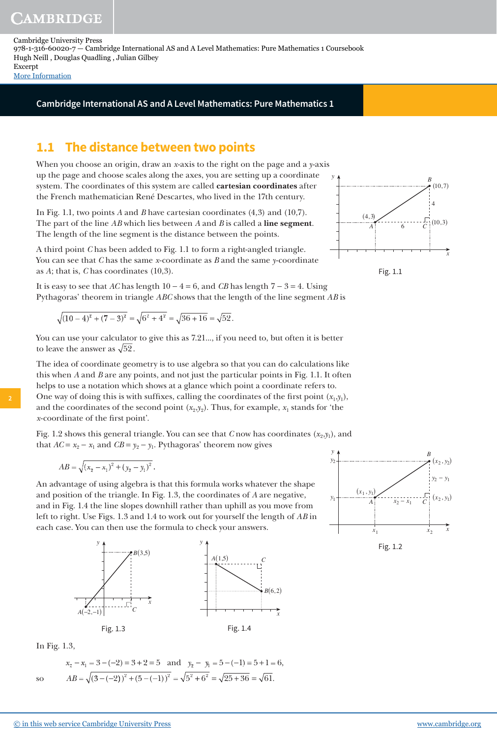## 1.1 The distance between two points

When you choose an origin, draw an $x$-axis to the right on the page and a $y$-axis up the page and choose scales along the axes, you are setting up a coordinate system. The coordinates of this system are called **cartesian coordinates** after the French mathematician René Descartes, who lived in the 17th century.

In Fig. 1.1, two points $A$ and $B$ have cartesian coordinates (4,3) and (10,7). The part of the line $AB$ which lies between $A$ and $B$ is called a **line segment**. The length of the line segment is the distance between the points.

A third point $C$ has been added to Fig. 1.1 to form a right-angled triangle. You can see that $C$ has the same $x$-coordinate as $B$ and the same $y$-coordinate as $A$; that is, $C$ has coordinates (10,3).

Fig. 1.1

It is easy to see that $AC$ has length $10 - 4 = 6$, and $CB$ has length $7 - 3 = 4$. Using Pythagoras' theorem in triangle $ABC$ shows that the length of the line segment $AB$ is

$$\sqrt{(10-4)^2 + (7-3)^2} = \sqrt{6^2 + 4^2} = \sqrt{36 + 16} = \sqrt{52}.$$

You can use your calculator to give this as 7.21..., if you need to, but often it is better to leave the answer as $\sqrt{52}$.

The idea of coordinate geometry is to use algebra so that you can do calculations like this when $A$ and $B$ are any points, and not just the particular points in Fig. 1.1. It often helps to use a notation which shows at a glance which point a coordinate refers to. One way of doing this is with suffixes, calling the coordinates of the first point $(x_1, y_1)$, and the coordinates of the second point $(x_2, y_2)$. Thus, for example, $x_1$ stands for 'the $x$-coordinate of the first point'.

Fig. 1.2 shows this general triangle. You can see that $C$ now has coordinates $(x_2, y_1)$, and that $AC = x_2 - x_1$ and $CB = y_2 - y_1$. Pythagoras' theorem now gives

$$AB = \sqrt{(x_2 - x_1)^2 + (y_2 - y_1)^2}.$$

An advantage of using algebra is that this formula works whatever the shape and position of the triangle. In Fig. 1.3, the coordinates of $A$ are negative, and in Fig. 1.4 the line slopes downhill rather than uphill as you move from left to right. Use Figs. 1.3 and 1.4 to work out for yourself the length of $AB$ in each case. You can then use the formula to check your answers.

Fig. 1.2

Fig. 1.3

Fig. 1.4

In Fig. 1.3,

$$x_2 - x_1 = 3 - (-2) = 3 + 2 = 5 \quad \text{and} \quad y_2 - y_1 = 5 - (-1) = 5 + 1 = 6,$$

so $$AB = \sqrt{(3-(-2))^2 + (5-(-1))^2} = \sqrt{5^2 + 6^2} = \sqrt{25 + 36} = \sqrt{61}.$$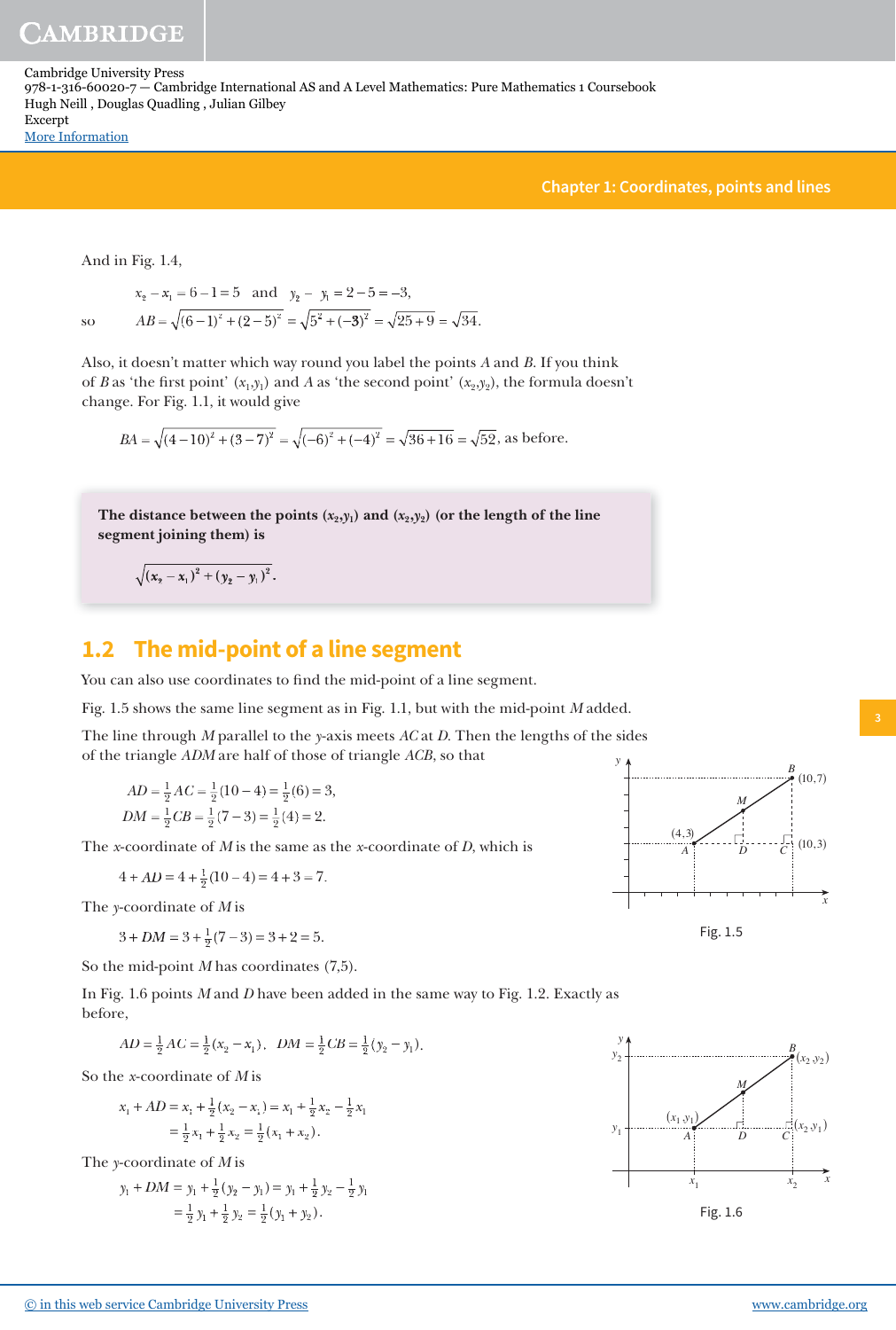And in Fig. 1.4,

$$x_2 - x_1 = 6 - 1 = 5 \quad \text{and} \quad y_2 - y_1 = 2 - 5 = -3,$$

so $\quad AB = \sqrt{(6-1)^2 + (2-5)^2} = \sqrt{5^2 + (-3)^2} = \sqrt{25+9} = \sqrt{34}.$

Also, it doesn't matter which way round you label the points $A$ and $B$. If you think of $B$ as 'the first point' $(x_1, y_1)$ and $A$ as 'the second point' $(x_2, y_2)$, the formula doesn't change. For Fig. 1.1, it would give

$$BA = \sqrt{(4-10)^2 + (3-7)^2} = \sqrt{(-6)^2 + (-4)^2} = \sqrt{36+16} = \sqrt{52}, \text{ as before.}$$

**The distance between the points $(x_1, y_1)$ and $(x_2, y_2)$ (or the length of the line segment joining them) is**

$$\sqrt{(x_2 - x_1)^2 + (y_2 - y_1)^2}.$$

## 1.2 The mid-point of a line segment

You can also use coordinates to find the mid-point of a line segment.

Fig. 1.5 shows the same line segment as in Fig. 1.1, but with the mid-point $M$ added.

The line through $M$ parallel to the $y$-axis meets $AC$ at $D$. Then the lengths of the sides of the triangle $ADM$ are half of those of triangle $ACB$, so that

$$AD = \tfrac{1}{2}AC = \tfrac{1}{2}(10-4) = \tfrac{1}{2}(6) = 3,$$
$$DM = \tfrac{1}{2}CB = \tfrac{1}{2}(7-3) = \tfrac{1}{2}(4) = 2.$$

The $x$-coordinate of $M$ is the same as the $x$-coordinate of $D$, which is

$$4 + AD = 4 + \tfrac{1}{2}(10-4) = 4 + 3 = 7.$$

The $y$-coordinate of $M$ is

$$3 + DM = 3 + \tfrac{1}{2}(7-3) = 3 + 2 = 5.$$

So the mid-point $M$ has coordinates (7,5).

Fig. 1.5

In Fig. 1.6 points $M$ and $D$ have been added in the same way to Fig. 1.2. Exactly as before,

$$AD = \tfrac{1}{2}AC = \tfrac{1}{2}(x_2 - x_1), \quad DM = \tfrac{1}{2}CB = \tfrac{1}{2}(y_2 - y_1).$$

So the $x$-coordinate of $M$ is

$$x_1 + AD = x_1 + \tfrac{1}{2}(x_2 - x_1) = x_1 + \tfrac{1}{2}x_2 - \tfrac{1}{2}x_1$$
$$= \tfrac{1}{2}x_1 + \tfrac{1}{2}x_2 = \tfrac{1}{2}(x_1 + x_2).$$

The $y$-coordinate of $M$ is

$$y_1 + DM = y_1 + \tfrac{1}{2}(y_2 - y_1) = y_1 + \tfrac{1}{2}y_2 - \tfrac{1}{2}y_1$$
$$= \tfrac{1}{2}y_1 + \tfrac{1}{2}y_2 = \tfrac{1}{2}(y_1 + y_2).$$

Fig. 1.6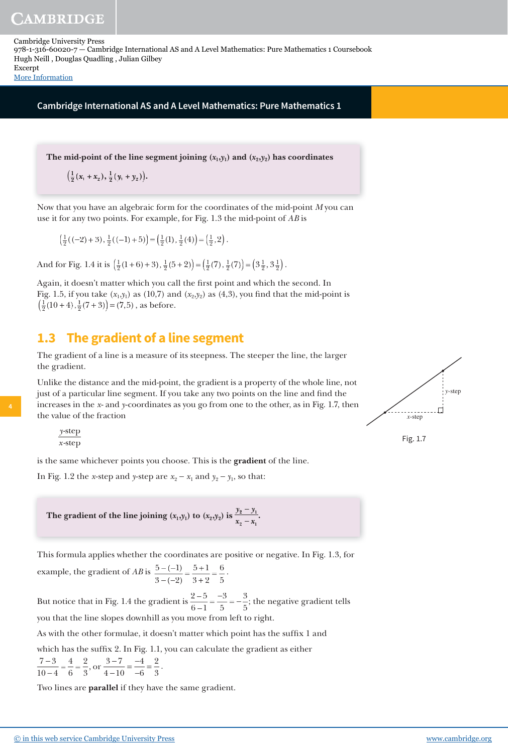**The mid-point of the line segment joining $(x_1,y_1)$ and $(x_2,y_2)$ has coordinates**

$$\left(\tfrac{1}{2}(x_1+x_2), \tfrac{1}{2}(y_1+y_2)\right).$$

Now that you have an algebraic form for the coordinates of the mid-point $M$ you can use it for any two points. For example, for Fig. 1.3 the mid-point of $AB$ is

$$\left(\tfrac{1}{2}((-2)+3), \tfrac{1}{2}((-1)+5)\right) = \left(\tfrac{1}{2}(1), \tfrac{1}{2}(4)\right) = \left(\tfrac{1}{2}, 2\right).$$

And for Fig. 1.4 it is $\left(\tfrac{1}{2}(1+6)+3), \tfrac{1}{2}(5+2)\right) = \left(\tfrac{1}{2}(7), \tfrac{1}{2}(7)\right) = \left(3\tfrac{1}{2}, 3\tfrac{1}{2}\right)$.

Again, it doesn't matter which you call the first point and which the second. In Fig. 1.5, if you take $(x_1,y_1)$ as $(10,7)$ and $(x_2,y_2)$ as $(4,3)$, you find that the mid-point is $\left(\tfrac{1}{2}(10+4), \tfrac{1}{2}(7+3)\right) = (7,5)$, as before.

## 1.3 The gradient of a line segment

The gradient of a line is a measure of its steepness. The steeper the line, the larger the gradient.

Unlike the distance and the mid-point, the gradient is a property of the whole line, not just of a particular line segment. If you take any two points on the line and find the increases in the $x$- and $y$-coordinates as you go from one to the other, as in Fig. 1.7, then the value of the fraction

$$\frac{y\text{-step}}{x\text{-step}}$$

is the same whichever points you choose. This is the **gradient** of the line.

Fig. 1.7

In Fig. 1.2 the $x$-step and $y$-step are $x_2 - x_1$ and $y_2 - y_1$, so that:

**The gradient of the line joining $(x_1,y_1)$ to $(x_2,y_2)$ is $\dfrac{y_2 - y_1}{x_2 - x_1}$.**

This formula applies whether the coordinates are positive or negative. In Fig. 1.3, for example, the gradient of $AB$ is $\dfrac{5-(-1)}{3-(-2)} = \dfrac{5+1}{3+2} = \dfrac{6}{5}$.

But notice that in Fig. 1.4 the gradient is $\dfrac{2-5}{6-1} = \dfrac{-3}{5} = -\dfrac{3}{5}$; the negative gradient tells you that the line slopes downhill as you move from left to right.

As with the other formulae, it doesn't matter which point has the suffix 1 and which has the suffix 2. In Fig. 1.1, you can calculate the gradient as either $\dfrac{7-3}{10-4} = \dfrac{4}{6} = \dfrac{2}{3}$, or $\dfrac{3-7}{4-10} = \dfrac{-4}{-6} = \dfrac{2}{3}$.

Two lines are **parallel** if they have the same gradient.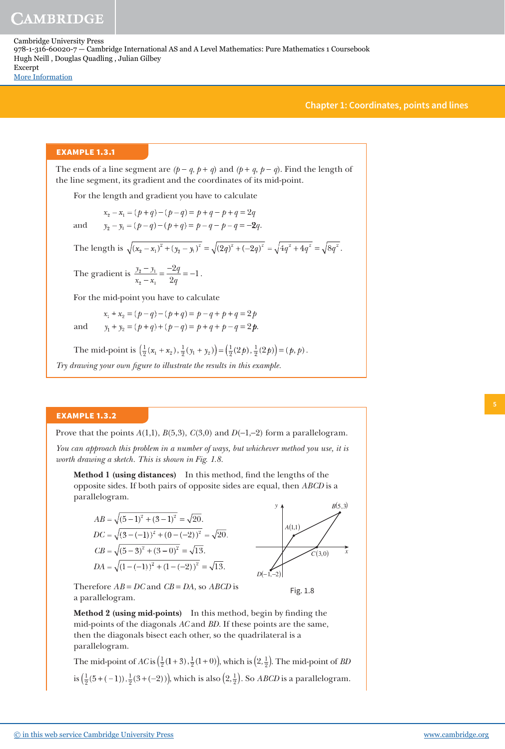## EXAMPLE 1.3.1

The ends of a line segment are $(p-q, p+q)$ and $(p+q, p-q)$. Find the length of the line segment, its gradient and the coordinates of its mid-point.

For the length and gradient you have to calculate

$$x_2 - x_1 = (p+q)-(p-q) = p+q-p+q = 2q$$

and

$$y_2 - y_1 = (p-q)-(p+q) = p-q-p-q = -2q.$$

The length is $\sqrt{(x_2-x_1)^2+(y_2-y_1)^2} = \sqrt{(2q)^2+(-2q)^2} = \sqrt{4q^2+4q^2} = \sqrt{8q^2}$.

The gradient is $\dfrac{y_2-y_1}{x_2-x_1} = \dfrac{-2q}{2q} = -1$.

For the mid-point you have to calculate

$$x_1 + x_2 = (p-q)-(p+q) = p-q+p+q = 2p$$

and

$$y_1 + y_2 = (p+q)+(p-q) = p+q+p-q = 2p.$$

The mid-point is $\left(\frac{1}{2}(x_1+x_2), \frac{1}{2}(y_1+y_2)\right) = \left(\frac{1}{2}(2p), \frac{1}{2}(2p)\right) = (p, p)$.

*Try drawing your own figure to illustrate the results in this example.*

## EXAMPLE 1.3.2

Prove that the points $A(1,1)$, $B(5,3)$, $C(3,0)$ and $D(-1,-2)$ form a parallelogram.

*You can approach this problem in a number of ways, but whichever method you use, it is worth drawing a sketch. This is shown in Fig. 1.8.*

**Method 1 (using distances)** In this method, find the lengths of the opposite sides. If both pairs of opposite sides are equal, then $ABCD$ is a parallelogram.

$$AB = \sqrt{(5-1)^2+(3-1)^2} = \sqrt{20}.$$

$$DC = \sqrt{(3-(-1))^2+(0-(-2))^2} = \sqrt{20}.$$

$$CB = \sqrt{(5-3)^2+(3-0)^2} = \sqrt{13}.$$

$$DA = \sqrt{(1-(-1))^2+(1-(-2))^2} = \sqrt{13}.$$

Fig. 1.8

Therefore $AB = DC$ and $CB = DA$, so $ABCD$ is a parallelogram.

**Method 2 (using mid-points)** In this method, begin by finding the mid-points of the diagonals $AC$ and $BD$. If these points are the same, then the diagonals bisect each other, so the quadrilateral is a parallelogram.

The mid-point of $AC$ is $\left(\frac{1}{2}(1+3), \frac{1}{2}(1+0)\right)$, which is $\left(2, \frac{1}{2}\right)$. The mid-point of $BD$ is $\left(\frac{1}{2}(5+(-1)), \frac{1}{2}(3+(-2))\right)$, which is also $\left(2, \frac{1}{2}\right)$. So $ABCD$ is a parallelogram.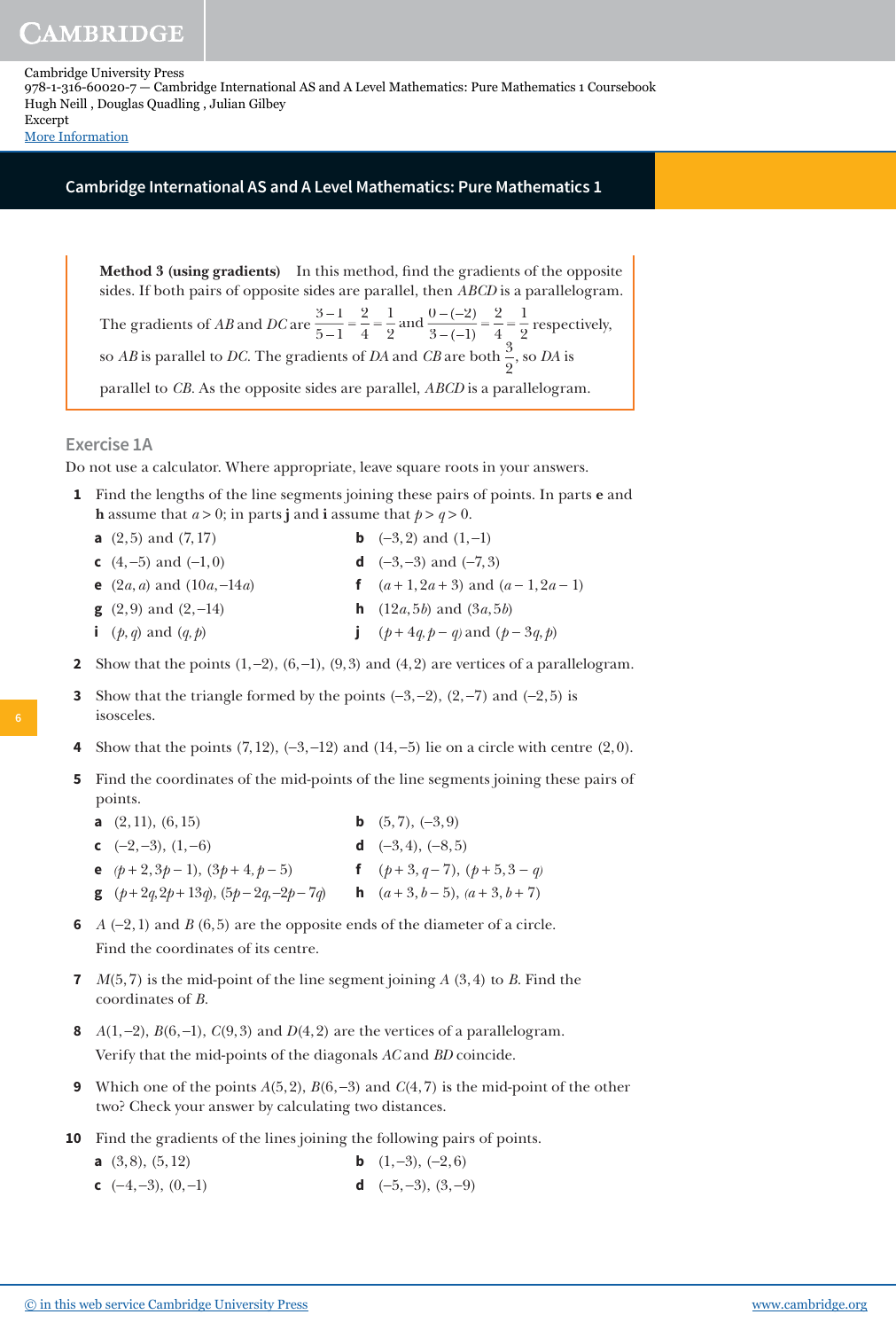**Method 3 (using gradients)** In this method, find the gradients of the opposite sides. If both pairs of opposite sides are parallel, then *ABCD* is a parallelogram.

The gradients of *AB* and *DC* are $\frac{3-1}{5-1} = \frac{2}{4} = \frac{1}{2}$ and $\frac{0-(-2)}{3-(-1)} = \frac{2}{4} = \frac{1}{2}$ respectively, so *AB* is parallel to *DC*. The gradients of *DA* and *CB* are both $\frac{3}{2}$, so *DA* is parallel to *CB*. As the opposite sides are parallel, *ABCD* is a parallelogram.

## Exercise 1A

Do not use a calculator. Where appropriate, leave square roots in your answers.

**1** Find the lengths of the line segments joining these pairs of points. In parts **e** and **h** assume that $a > 0$; in parts **j** and **i** assume that $p > q > 0$.

- **a** $(2, 5)$ and $(7, 17)$
- **b** $(-3, 2)$ and $(1, -1)$
- **c** $(4, -5)$ and $(-1, 0)$
- **d** $(-3, -3)$ and $(-7, 3)$
- **e** $(2a, a)$ and $(10a, -14a)$
- **f** $(a+1, 2a+3)$ and $(a-1, 2a-1)$
- **g** $(2, 9)$ and $(2, -14)$
- **h** $(12a, 5b)$ and $(3a, 5b)$
- **i** $(p, q)$ and $(q, p)$
- **j** $(p+4q, p-q)$ and $(p-3q, p)$

**2** Show that the points $(1, -2)$, $(6, -1)$, $(9, 3)$ and $(4, 2)$ are vertices of a parallelogram.

**3** Show that the triangle formed by the points $(-3, -2)$, $(2, -7)$ and $(-2, 5)$ is isosceles.

**4** Show that the points $(7, 12)$, $(-3, -12)$ and $(14, -5)$ lie on a circle with centre $(2, 0)$.

**5** Find the coordinates of the mid-points of the line segments joining these pairs of points.

- **a** $(2, 11)$, $(6, 15)$
- **b** $(5, 7)$, $(-3, 9)$
- **c** $(-2, -3)$, $(1, -6)$
- **d** $(-3, 4)$, $(-8, 5)$
- **e** $(p+2, 3p-1)$, $(3p+4, p-5)$
- **f** $(p+3, q-7)$, $(p+5, 3-q)$
- **g** $(p+2q, 2p+13q)$, $(5p-2q, -2p-7q)$
- **h** $(a+3, b-5)$, $(a+3, b+7)$

**6** $A\,(-2, 1)$ and $B\,(6, 5)$ are the opposite ends of the diameter of a circle. Find the coordinates of its centre.

**7** $M(5, 7)$ is the mid-point of the line segment joining $A\,(3, 4)$ to $B$. Find the coordinates of $B$.

**8** $A(1, -2)$, $B(6, -1)$, $C(9, 3)$ and $D(4, 2)$ are the vertices of a parallelogram. Verify that the mid-points of the diagonals *AC* and *BD* coincide.

**9** Which one of the points $A(5, 2)$, $B(6, -3)$ and $C(4, 7)$ is the mid-point of the other two? Check your answer by calculating two distances.

**10** Find the gradients of the lines joining the following pairs of points.

- **a** $(3, 8)$, $(5, 12)$
- **b** $(1, -3)$, $(-2, 6)$
- **c** $(-4, -3)$, $(0, -1)$
- **d** $(-5, -3)$, $(3, -9)$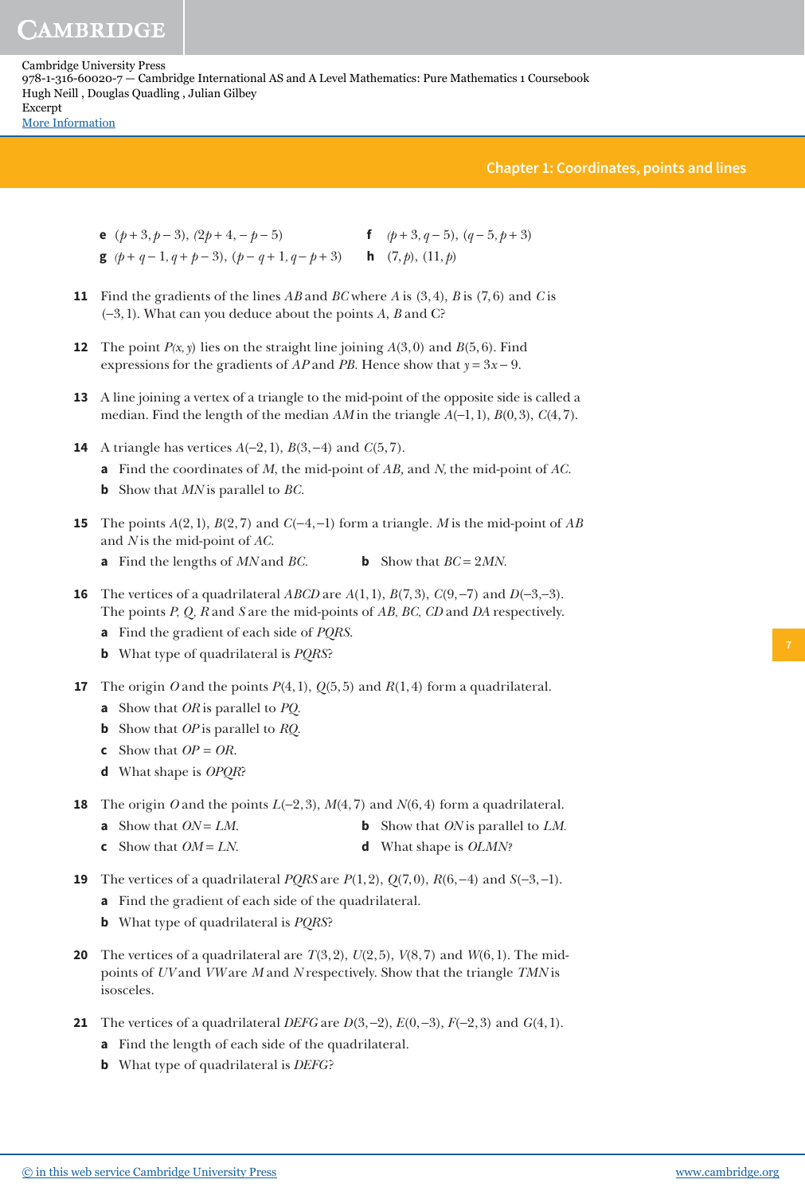**e** $(p+3, p-3)$, $(2p+4, -p-5)$

**f** $(p+3, q-5)$, $(q-5, p+3)$

**g** $(p+q-1, q+p-3)$, $(p-q+1, q-p+3)$

**h** $(7, p)$, $(11, p)$

**11** Find the gradients of the lines $AB$ and $BC$ where $A$ is $(3, 4)$, $B$ is $(7, 6)$ and $C$ is $(-3, 1)$. What can you deduce about the points $A$, $B$ and C?

**12** The point $P(x, y)$ lies on the straight line joining $A(3, 0)$ and $B(5, 6)$. Find expressions for the gradients of $AP$ and $PB$. Hence show that $y = 3x - 9$.

**13** A line joining a vertex of a triangle to the mid-point of the opposite side is called a median. Find the length of the median $AM$ in the triangle $A(-1, 1)$, $B(0, 3)$, $C(4, 7)$.

**14** A triangle has vertices $A(-2, 1)$, $B(3, -4)$ and $C(5, 7)$.

**a** Find the coordinates of $M$, the mid-point of $AB$, and $N$, the mid-point of $AC$.

**b** Show that $MN$ is parallel to $BC$.

**15** The points $A(2, 1)$, $B(2, 7)$ and $C(-4, -1)$ form a triangle. $M$ is the mid-point of $AB$ and $N$ is the mid-point of $AC$.

**a** Find the lengths of $MN$ and $BC$.

**b** Show that $BC = 2MN$.

**16** The vertices of a quadrilateral $ABCD$ are $A(1, 1)$, $B(7, 3)$, $C(9, -7)$ and $D(-3, -3)$. The points $P$, $Q$, $R$ and $S$ are the mid-points of $AB$, $BC$, $CD$ and $DA$ respectively.

**a** Find the gradient of each side of $PQRS$.

**b** What type of quadrilateral is $PQRS$?

**17** The origin $O$ and the points $P(4, 1)$, $Q(5, 5)$ and $R(1, 4)$ form a quadrilateral.

**a** Show that $OR$ is parallel to $PQ$.

**b** Show that $OP$ is parallel to $RQ$.

**c** Show that $OP = OR$.

**d** What shape is $OPQR$?

**18** The origin $O$ and the points $L(-2, 3)$, $M(4, 7)$ and $N(6, 4)$ form a quadrilateral.

**a** Show that $ON = LM$.

**b** Show that $ON$ is parallel to $LM$.

**c** Show that $OM = LN$.

**d** What shape is $OLMN$?

**19** The vertices of a quadrilateral $PQRS$ are $P(1, 2)$, $Q(7, 0)$, $R(6, -4)$ and $S(-3, -1)$.

**a** Find the gradient of each side of the quadrilateral.

**b** What type of quadrilateral is $PQRS$?

**20** The vertices of a quadrilateral are $T(3, 2)$, $U(2, 5)$, $V(8, 7)$ and $W(6, 1)$. The mid-points of $UV$ and $VW$ are $M$ and $N$ respectively. Show that the triangle $TMN$ is isosceles.

**21** The vertices of a quadrilateral $DEFG$ are $D(3, -2)$, $E(0, -3)$, $F(-2, 3)$ and $G(4, 1)$.

**a** Find the length of each side of the quadrilateral.

**b** What type of quadrilateral is $DEFG$?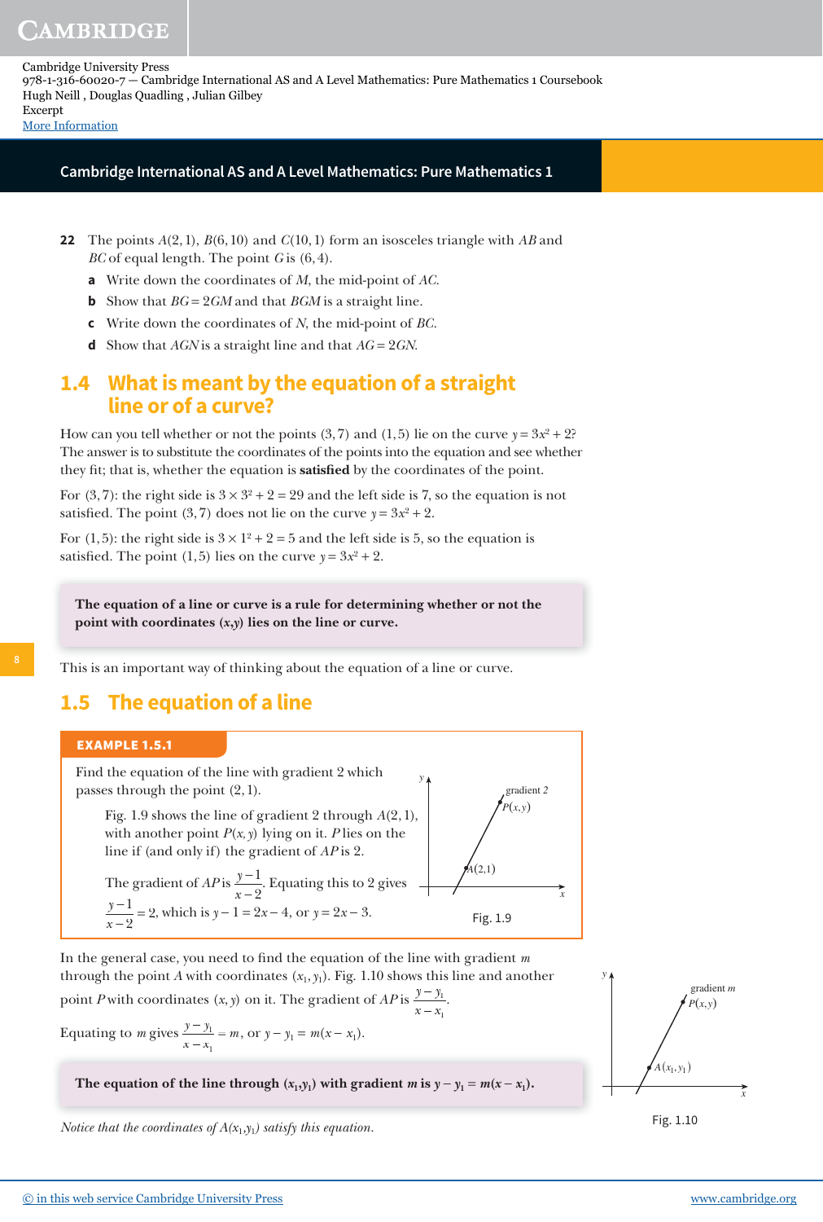**22** The points $A(2, 1)$, $B(6, 10)$ and $C(10, 1)$ form an isosceles triangle with $AB$ and $BC$ of equal length. The point $G$ is $(6, 4)$.

**a** Write down the coordinates of $M$, the mid-point of $AC$.

**b** Show that $BG = 2GM$ and that $BGM$ is a straight line.

**c** Write down the coordinates of $N$, the mid-point of $BC$.

**d** Show that $AGN$ is a straight line and that $AG = 2GN$.

## 1.4 What is meant by the equation of a straight line or of a curve?

How can you tell whether or not the points $(3, 7)$ and $(1, 5)$ lie on the curve $y = 3x^2 + 2$? The answer is to substitute the coordinates of the points into the equation and see whether they fit; that is, whether the equation is **satisfied** by the coordinates of the point.

For $(3, 7)$: the right side is $3 \times 3^2 + 2 = 29$ and the left side is 7, so the equation is not satisfied. The point $(3, 7)$ does not lie on the curve $y = 3x^2 + 2$.

For $(1, 5)$: the right side is $3 \times 1^2 + 2 = 5$ and the left side is 5, so the equation is satisfied. The point $(1, 5)$ lies on the curve $y = 3x^2 + 2$.

> **The equation of a line or curve is a rule for determining whether or not the point with coordinates $(x, y)$ lies on the line or curve.**

This is an important way of thinking about the equation of a line or curve.

## 1.5 The equation of a line

**EXAMPLE 1.5.1**

Find the equation of the line with gradient 2 which passes through the point $(2, 1)$.

Fig. 1.9 shows the line of gradient 2 through $A(2, 1)$, with another point $P(x, y)$ lying on it. $P$ lies on the line if (and only if) the gradient of $AP$ is 2.

The gradient of $AP$ is $\dfrac{y-1}{x-2}$. Equating this to 2 gives $\dfrac{y-1}{x-2} = 2$, which is $y - 1 = 2x - 4$, or $y = 2x - 3$.

Fig. 1.9

In the general case, you need to find the equation of the line with gradient $m$ through the point $A$ with coordinates $(x_1, y_1)$. Fig. 1.10 shows this line and another point $P$ with coordinates $(x, y)$ on it. The gradient of $AP$ is $\dfrac{y - y_1}{x - x_1}$.

Equating to $m$ gives $\dfrac{y - y_1}{x - x_1} = m$, or $y - y_1 = m(x - x_1)$.

Fig. 1.10

> **The equation of the line through $(x_1, y_1)$ with gradient $m$ is $y - y_1 = m(x - x_1)$.**

*Notice that the coordinates of $A(x_1, y_1)$ satisfy this equation.*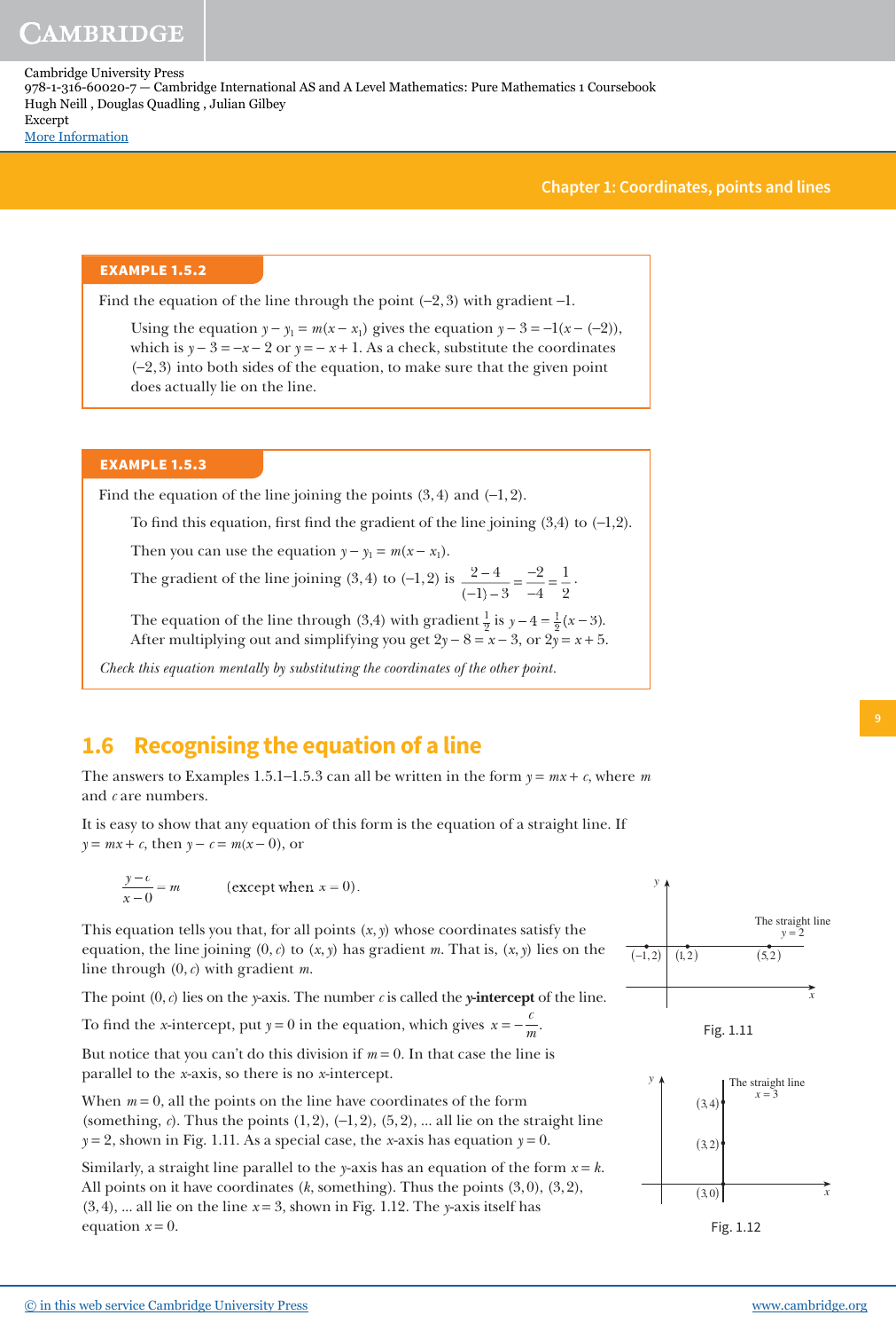**EXAMPLE 1.5.2**

Find the equation of the line through the point $(-2, 3)$ with gradient $-1$.

Using the equation $y - y_1 = m(x - x_1)$ gives the equation $y - 3 = -1(x - (-2))$, which is $y - 3 = -x - 2$ or $y = -x + 1$. As a check, substitute the coordinates $(-2, 3)$ into both sides of the equation, to make sure that the given point does actually lie on the line.

**EXAMPLE 1.5.3**

Find the equation of the line joining the points $(3, 4)$ and $(-1, 2)$.

To find this equation, first find the gradient of the line joining $(3,4)$ to $(-1,2)$.

Then you can use the equation $y - y_1 = m(x - x_1)$.

The gradient of the line joining $(3, 4)$ to $(-1, 2)$ is $\frac{2-4}{(-1)-3} = \frac{-2}{-4} = \frac{1}{2}$.

The equation of the line through $(3,4)$ with gradient $\frac{1}{2}$ is $y - 4 = \frac{1}{2}(x - 3)$. After multiplying out and simplifying you get $2y - 8 = x - 3$, or $2y = x + 5$.

*Check this equation mentally by substituting the coordinates of the other point.*

## 1.6 Recognising the equation of a line

The answers to Examples 1.5.1–1.5.3 can all be written in the form $y = mx + c$, where $m$ and $c$ are numbers.

It is easy to show that any equation of this form is the equation of a straight line. If $y = mx + c$, then $y - c = m(x - 0)$, or

$$\frac{y-c}{x-0} = m \qquad \text{(except when } x = 0\text{)}.$$

This equation tells you that, for all points $(x, y)$ whose coordinates satisfy the equation, the line joining $(0, c)$ to $(x, y)$ has gradient $m$. That is, $(x, y)$ lies on the line through $(0, c)$ with gradient $m$.

The point $(0, c)$ lies on the $y$-axis. The number $c$ is called the **y-intercept** of the line.

To find the $x$-intercept, put $y = 0$ in the equation, which gives $x = -\frac{c}{m}$.

But notice that you can't do this division if $m = 0$. In that case the line is parallel to the $x$-axis, so there is no $x$-intercept.

When $m = 0$, all the points on the line have coordinates of the form (something, $c$). Thus the points $(1, 2)$, $(-1, 2)$, $(5, 2)$, ... all lie on the straight line $y = 2$, shown in Fig. 1.11. As a special case, the $x$-axis has equation $y = 0$.

Similarly, a straight line parallel to the $y$-axis has an equation of the form $x = k$. All points on it have coordinates ($k$, something). Thus the points $(3, 0)$, $(3, 2)$, $(3, 4)$, ... all lie on the line $x = 3$, shown in Fig. 1.12. The $y$-axis itself has equation $x = 0$.

Fig. 1.11

Fig. 1.12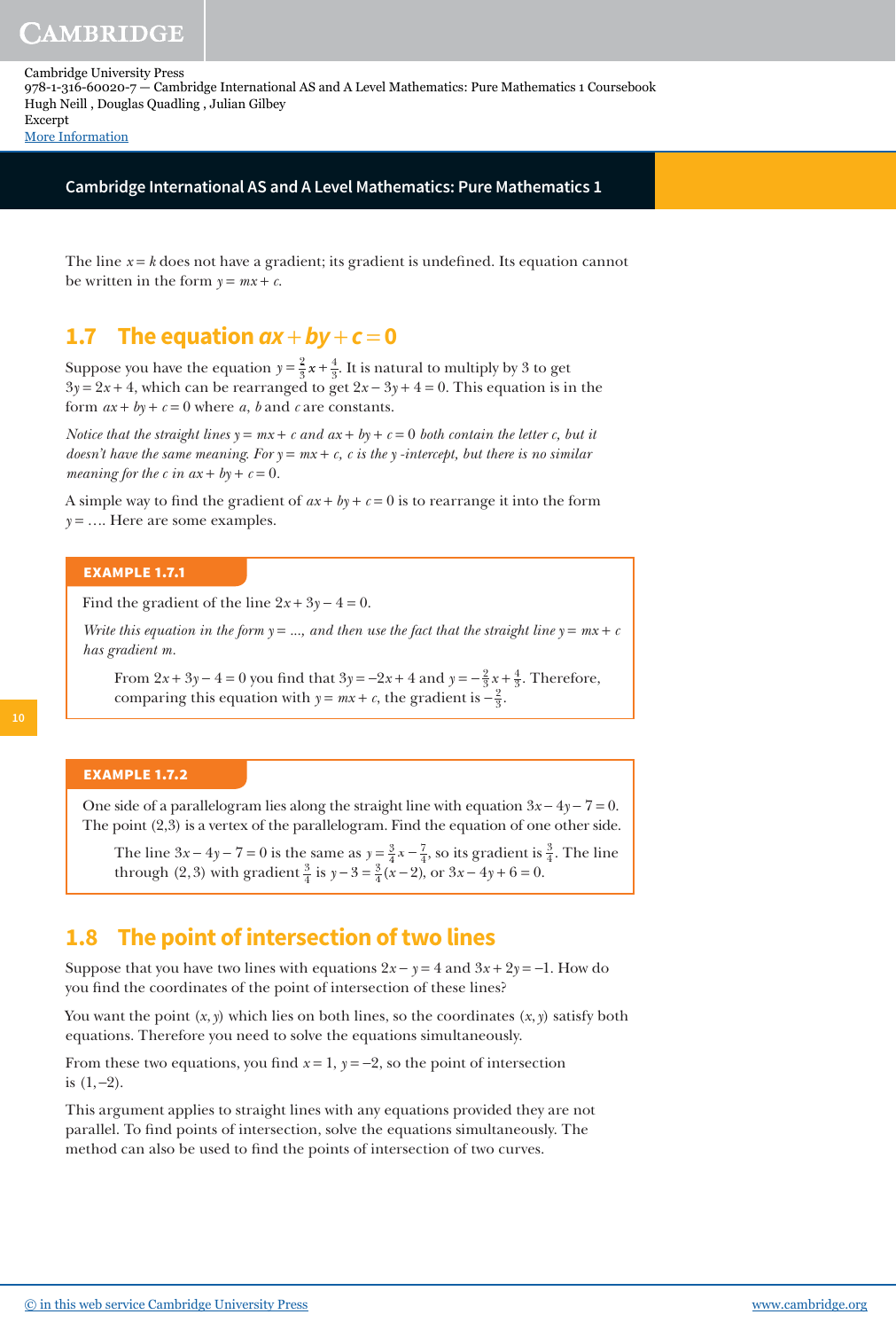The line $x = k$ does not have a gradient; its gradient is undefined. Its equation cannot be written in the form $y = mx + c$.

## 1.7 The equation $ax + by + c = 0$

Suppose you have the equation $y = \frac{2}{3}x + \frac{4}{3}$. It is natural to multiply by 3 to get $3y = 2x + 4$, which can be rearranged to get $2x - 3y + 4 = 0$. This equation is in the form $ax + by + c = 0$ where $a$, $b$ and $c$ are constants.

*Notice that the straight lines $y = mx + c$ and $ax + by + c = 0$ both contain the letter $c$, but it doesn't have the same meaning. For $y = mx + c$, $c$ is the $y$-intercept, but there is no similar meaning for the $c$ in $ax + by + c = 0$.*

A simple way to find the gradient of $ax + by + c = 0$ is to rearrange it into the form $y = \ldots$. Here are some examples.

**EXAMPLE 1.7.1**

Find the gradient of the line $2x + 3y - 4 = 0$.

*Write this equation in the form $y = \ldots$, and then use the fact that the straight line $y = mx + c$ has gradient $m$.*

From $2x + 3y - 4 = 0$ you find that $3y = -2x + 4$ and $y = -\frac{2}{3}x + \frac{4}{3}$. Therefore, comparing this equation with $y = mx + c$, the gradient is $-\frac{2}{3}$.

**EXAMPLE 1.7.2**

One side of a parallelogram lies along the straight line with equation $3x - 4y - 7 = 0$. The point $(2,3)$ is a vertex of the parallelogram. Find the equation of one other side.

The line $3x - 4y - 7 = 0$ is the same as $y = \frac{3}{4}x - \frac{7}{4}$, so its gradient is $\frac{3}{4}$. The line through $(2, 3)$ with gradient $\frac{3}{4}$ is $y - 3 = \frac{3}{4}(x - 2)$, or $3x - 4y + 6 = 0$.

## 1.8 The point of intersection of two lines

Suppose that you have two lines with equations $2x - y = 4$ and $3x + 2y = -1$. How do you find the coordinates of the point of intersection of these lines?

You want the point $(x, y)$ which lies on both lines, so the coordinates $(x, y)$ satisfy both equations. Therefore you need to solve the equations simultaneously.

From these two equations, you find $x = 1$, $y = -2$, so the point of intersection is $(1, -2)$.

This argument applies to straight lines with any equations provided they are not parallel. To find points of intersection, solve the equations simultaneously. The method can also be used to find the points of intersection of two curves.